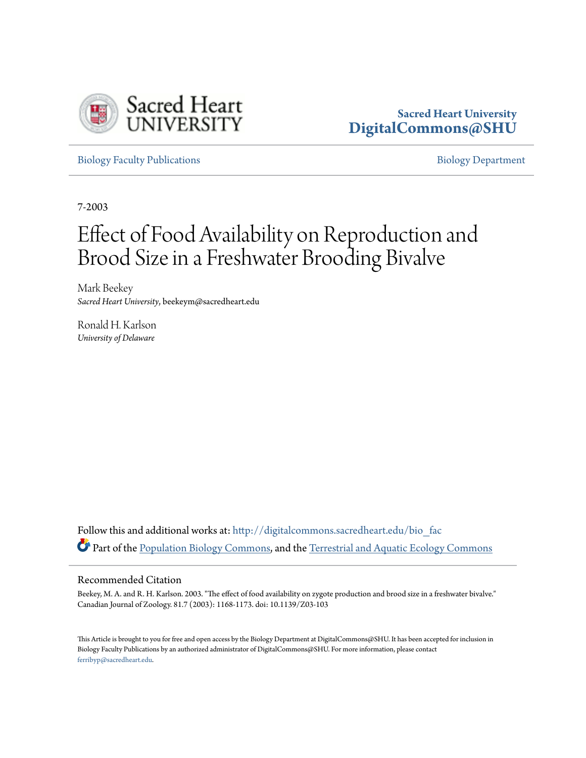Sacred Heart University
DigitalCommons@SHU

Biology Faculty Publications

Biology Department

7-2003

# Effect of Food Availability on Reproduction and Brood Size in a Freshwater Brooding Bivalve

Mark Beekey
*Sacred Heart University*, beekeym@sacredheart.edu

Ronald H. Karlson
*University of Delaware*

Follow this and additional works at: http://digitalcommons.sacredheart.edu/bio_fac

Part of the Population Biology Commons, and the Terrestrial and Aquatic Ecology Commons

## Recommended Citation

Beekey, M. A. and R. H. Karlson. 2003. "The effect of food availability on zygote production and brood size in a freshwater bivalve." Canadian Journal of Zoology. 81.7 (2003): 1168-1173. doi: 10.1139/Z03-103

This Article is brought to you for free and open access by the Biology Department at DigitalCommons@SHU. It has been accepted for inclusion in Biology Faculty Publications by an authorized administrator of DigitalCommons@SHU. For more information, please contact ferribyp@sacredheart.edu.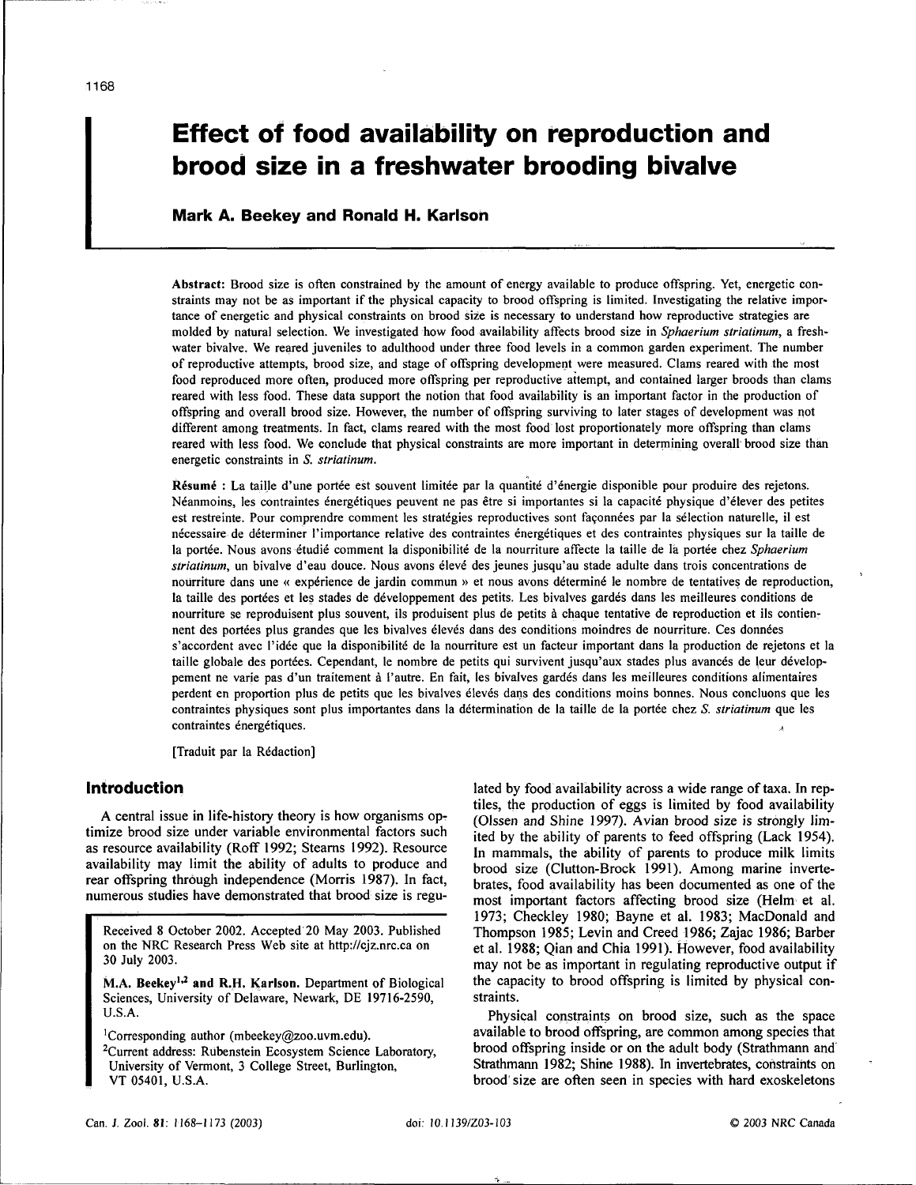# Effect of food availability on reproduction and brood size in a freshwater brooding bivalve

**Mark A. Beekey and Ronald H. Karlson**

**Abstract:** Brood size is often constrained by the amount of energy available to produce offspring. Yet, energetic constraints may not be as important if the physical capacity to brood offspring is limited. Investigating the relative importance of energetic and physical constraints on brood size is necessary to understand how reproductive strategies are molded by natural selection. We investigated how food availability affects brood size in *Sphaerium striatinum*, a freshwater bivalve. We reared juveniles to adulthood under three food levels in a common garden experiment. The number of reproductive attempts, brood size, and stage of offspring development were measured. Clams reared with the most food reproduced more often, produced more offspring per reproductive attempt, and contained larger broods than clams reared with less food. These data support the notion that food availability is an important factor in the production of offspring and overall brood size. However, the number of offspring surviving to later stages of development was not different among treatments. In fact, clams reared with the most food lost proportionately more offspring than clams reared with less food. We conclude that physical constraints are more important in determining overall brood size than energetic constraints in *S. striatinum*.

**Résumé :** La taille d'une portée est souvent limitée par la quantité d'énergie disponible pour produire des rejetons. Néanmoins, les contraintes énergétiques peuvent ne pas être si importantes si la capacité physique d'élever des petites est restreinte. Pour comprendre comment les stratégies reproductives sont façonnées par la sélection naturelle, il est nécessaire de déterminer l'importance relative des contraintes énergétiques et des contraintes physiques sur la taille de la portée. Nous avons étudié comment la disponibilité de la nourriture affecte la taille de la portée chez *Sphaerium striatinum*, un bivalve d'eau douce. Nous avons élevé des jeunes jusqu'au stade adulte dans trois concentrations de nourriture dans une « expérience de jardin commun » et nous avons déterminé le nombre de tentatives de reproduction, la taille des portées et les stades de développement des petits. Les bivalves gardés dans les meilleures conditions de nourriture se reproduisent plus souvent, ils produisent plus de petits à chaque tentative de reproduction et ils contiennent des portées plus grandes que les bivalves élevés dans des conditions moindres de nourriture. Ces données s'accordent avec l'idée que la disponibilité de la nourriture est un facteur important dans la production de rejetons et la taille globale des portées. Cependant, le nombre de petits qui survivent jusqu'aux stades plus avancés de leur développement ne varie pas d'un traitement à l'autre. En fait, les bivalves gardés dans les meilleures conditions alimentaires perdent en proportion plus de petits que les bivalves élevés dans des conditions moins bonnes. Nous concluons que les contraintes physiques sont plus importantes dans la détermination de la taille de la portée chez *S. striatinum* que les contraintes énergétiques.

[Traduit par la Rédaction]

## Introduction

A central issue in life-history theory is how organisms optimize brood size under variable environmental factors such as resource availability (Roff 1992; Stearns 1992). Resource availability may limit the ability of adults to produce and rear offspring through independence (Morris 1987). In fact, numerous studies have demonstrated that brood size is regulated by food availability across a wide range of taxa. In reptiles, the production of eggs is limited by food availability (Olssen and Shine 1997). Avian brood size is strongly limited by the ability of parents to feed offspring (Lack 1954). In mammals, the ability of parents to produce milk limits brood size (Clutton-Brock 1991). Among marine invertebrates, food availability has been documented as one of the most important factors affecting brood size (Helm et al. 1973; Checkley 1980; Bayne et al. 1983; MacDonald and Thompson 1985; Levin and Creed 1986; Zajac 1986; Barber et al. 1988; Qian and Chia 1991). However, food availability may not be as important in regulating reproductive output if the capacity to brood offspring is limited by physical constraints.

Physical constraints on brood size, such as the space available to brood offspring, are common among species that brood offspring inside or on the adult body (Strathmann and Strathmann 1982; Shine 1988). In invertebrates, constraints on brood size are often seen in species with hard exoskeletons

Received 8 October 2002. Accepted 20 May 2003. Published on the NRC Research Press Web site at http://cjz.nrc.ca on 30 July 2003.

**M.A. Beekey[1,2] and R.H. Karlson.** Department of Biological Sciences, University of Delaware, Newark, DE 19716-2590, U.S.A.

[1]Corresponding author (mbeekey@zoo.uvm.edu).
[2]Current address: Rubenstein Ecosystem Science Laboratory, University of Vermont, 3 College Street, Burlington, VT 05401, U.S.A.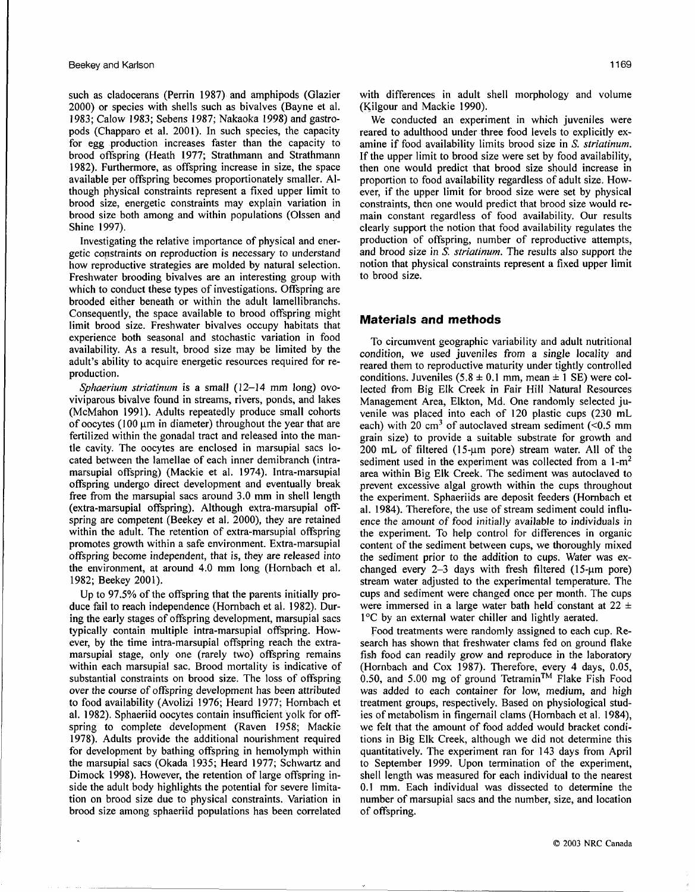such as cladocerans (Perrin 1987) and amphipods (Glazier 2000) or species with shells such as bivalves (Bayne et al. 1983; Calow 1983; Sebens 1987; Nakaoka 1998) and gastropods (Chapparo et al. 2001). In such species, the capacity for egg production increases faster than the capacity to brood offspring (Heath 1977; Strathmann and Strathmann 1982). Furthermore, as offspring increase in size, the space available per offspring becomes proportionately smaller. Although physical constraints represent a fixed upper limit to brood size, energetic constraints may explain variation in brood size both among and within populations (Olssen and Shine 1997).

Investigating the relative importance of physical and energetic constraints on reproduction is necessary to understand how reproductive strategies are molded by natural selection. Freshwater brooding bivalves are an interesting group with which to conduct these types of investigations. Offspring are brooded either beneath or within the adult lamellibranchs. Consequently, the space available to brood offspring might limit brood size. Freshwater bivalves occupy habitats that experience both seasonal and stochastic variation in food availability. As a result, brood size may be limited by the adult's ability to acquire energetic resources required for reproduction.

*Sphaerium striatinum* is a small (12–14 mm long) ovoviviparous bivalve found in streams, rivers, ponds, and lakes (McMahon 1991). Adults repeatedly produce small cohorts of oocytes (100 μm in diameter) throughout the year that are fertilized within the gonadal tract and released into the mantle cavity. The oocytes are enclosed in marsupial sacs located between the lamellae of each inner demibranch (intra-marsupial offspring) (Mackie et al. 1974). Intra-marsupial offspring undergo direct development and eventually break free from the marsupial sacs around 3.0 mm in shell length (extra-marsupial offspring). Although extra-marsupial offspring are competent (Beekey et al. 2000), they are retained within the adult. The retention of extra-marsupial offspring promotes growth within a safe environment. Extra-marsupial offspring become independent, that is, they are released into the environment, at around 4.0 mm long (Hornbach et al. 1982; Beekey 2001).

Up to 97.5% of the offspring that the parents initially produce fail to reach independence (Hornbach et al. 1982). During the early stages of offspring development, marsupial sacs typically contain multiple intra-marsupial offspring. However, by the time intra-marsupial offspring reach the extra-marsupial stage, only one (rarely two) offspring remains within each marsupial sac. Brood mortality is indicative of substantial constraints on brood size. The loss of offspring over the course of offspring development has been attributed to food availability (Avolizi 1976; Heard 1977; Hornbach et al. 1982). Sphaeriid oocytes contain insufficient yolk for offspring to complete development (Raven 1958; Mackie 1978). Adults provide the additional nourishment required for development by bathing offspring in hemolymph within the marsupial sacs (Okada 1935; Heard 1977; Schwartz and Dimock 1998). However, the retention of large offspring inside the adult body highlights the potential for severe limitation on brood size due to physical constraints. Variation in brood size among sphaeriid populations has been correlated with differences in adult shell morphology and volume (Kilgour and Mackie 1990).

We conducted an experiment in which juveniles were reared to adulthood under three food levels to explicitly examine if food availability limits brood size in *S. striatinum*. If the upper limit to brood size were set by food availability, then one would predict that brood size should increase in proportion to food availability regardless of adult size. However, if the upper limit for brood size were set by physical constraints, then one would predict that brood size would remain constant regardless of food availability. Our results clearly support the notion that food availability regulates the production of offspring, number of reproductive attempts, and brood size in *S. striatinum*. The results also support the notion that physical constraints represent a fixed upper limit to brood size.

## Materials and methods

To circumvent geographic variability and adult nutritional condition, we used juveniles from a single locality and reared them to reproductive maturity under tightly controlled conditions. Juveniles (5.8 ± 0.1 mm, mean ± 1 SE) were collected from Big Elk Creek in Fair Hill Natural Resources Management Area, Elkton, Md. One randomly selected juvenile was placed into each of 120 plastic cups (230 mL each) with 20 $cm^3$ of autoclaved stream sediment (<0.5 mm grain size) to provide a suitable substrate for growth and 200 mL of filtered (15-μm pore) stream water. All of the sediment used in the experiment was collected from a 1-$m^2$ area within Big Elk Creek. The sediment was autoclaved to prevent excessive algal growth within the cups throughout the experiment. Sphaeriids are deposit feeders (Hornbach et al. 1984). Therefore, the use of stream sediment could influence the amount of food initially available to individuals in the experiment. To help control for differences in organic content of the sediment between cups, we thoroughly mixed the sediment prior to the addition to cups. Water was exchanged every 2–3 days with fresh filtered (15-μm pore) stream water adjusted to the experimental temperature. The cups and sediment were changed once per month. The cups were immersed in a large water bath held constant at 22 ± 1°C by an external water chiller and lightly aerated.

Food treatments were randomly assigned to each cup. Research has shown that freshwater clams fed on ground flake fish food can readily grow and reproduce in the laboratory (Hornbach and Cox 1987). Therefore, every 4 days, 0.05, 0.50, and 5.00 mg of ground Tetramin™ Flake Fish Food was added to each container for low, medium, and high treatment groups, respectively. Based on physiological studies of metabolism in fingernail clams (Hornbach et al. 1984), we felt that the amount of food added would bracket conditions in Big Elk Creek, although we did not determine this quantitatively. The experiment ran for 143 days from April to September 1999. Upon termination of the experiment, shell length was measured for each individual to the nearest 0.1 mm. Each individual was dissected to determine the number of marsupial sacs and the number, size, and location of offspring.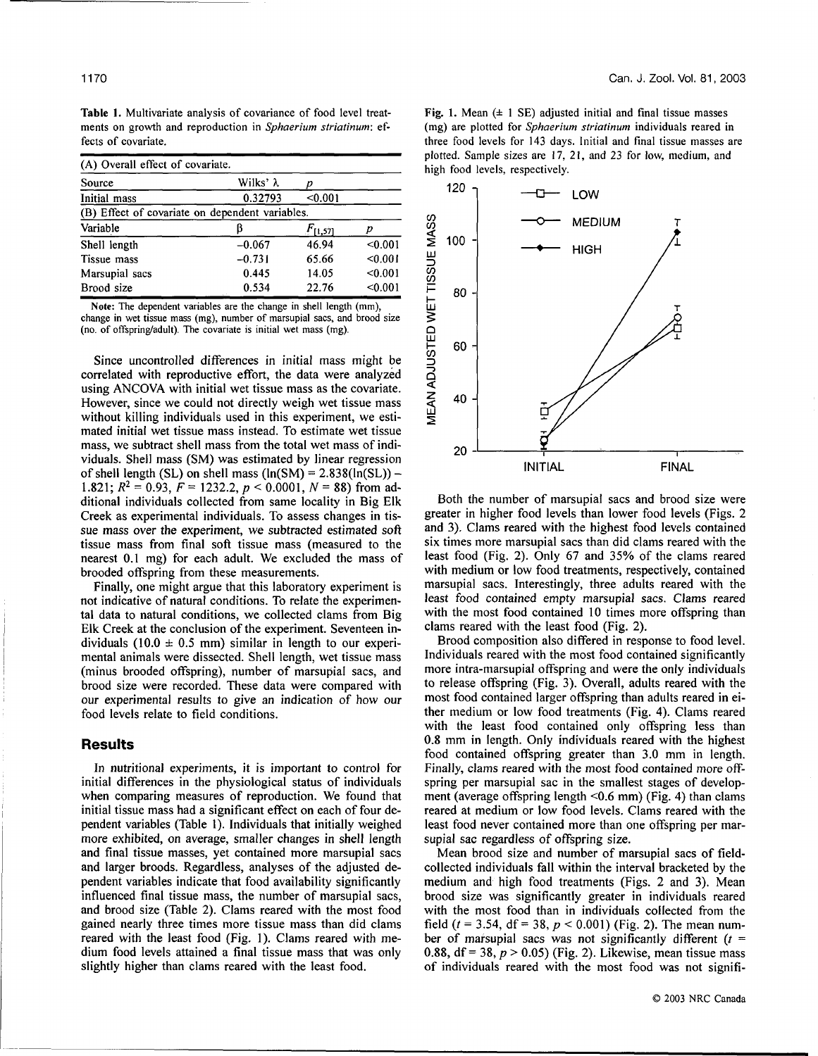**Table 1.** Multivariate analysis of covariance of food level treatments on growth and reproduction in *Sphaerium striatinum*: effects of covariate.

(A) Overall effect of covariate.

| Source | Wilks' λ | $p$ |
|---|---|---|
| Initial mass | 0.32793 | <0.001 |

(B) Effect of covariate on dependent variables.

| Variable | β | $F_{[1,57]}$ | $p$ |
|---|---|---|---|
| Shell length | −0.067 | 46.94 | <0.001 |
| Tissue mass | −0.731 | 65.66 | <0.001 |
| Marsupial sacs | 0.445 | 14.05 | <0.001 |
| Brood size | 0.534 | 22.76 | <0.001 |

**Note:** The dependent variables are the change in shell length (mm), change in wet tissue mass (mg), number of marsupial sacs, and brood size (no. of offspring/adult). The covariate is initial wet mass (mg).

Since uncontrolled differences in initial mass might be correlated with reproductive effort, the data were analyzed using ANCOVA with initial wet tissue mass as the covariate. However, since we could not directly weigh wet tissue mass without killing individuals used in this experiment, we estimated initial wet tissue mass instead. To estimate wet tissue mass, we subtract shell mass from the total wet mass of individuals. Shell mass (SM) was estimated by linear regression of shell length (SL) on shell mass ($\ln(SM) = 2.838(\ln(SL)) - 1.821$; $R^2 = 0.93$, $F = 1232.2$, $p < 0.0001$, $N = 88$) from additional individuals collected from same locality in Big Elk Creek as experimental individuals. To assess changes in tissue mass over the experiment, we subtracted estimated soft tissue mass from final soft tissue mass (measured to the nearest 0.1 mg) for each adult. We excluded the mass of brooded offspring from these measurements.

Finally, one might argue that this laboratory experiment is not indicative of natural conditions. To relate the experimental data to natural conditions, we collected clams from Big Elk Creek at the conclusion of the experiment. Seventeen individuals (10.0 ± 0.5 mm) similar in length to our experimental animals were dissected. Shell length, wet tissue mass (minus brooded offspring), number of marsupial sacs, and brood size were recorded. These data were compared with our experimental results to give an indication of how our food levels relate to field conditions.

## Results

In nutritional experiments, it is important to control for initial differences in the physiological status of individuals when comparing measures of reproduction. We found that initial tissue mass had a significant effect on each of four dependent variables (Table 1). Individuals that initially weighed more exhibited, on average, smaller changes in shell length and final tissue masses, yet contained more marsupial sacs and larger broods. Regardless, analyses of the adjusted dependent variables indicate that food availability significantly influenced final tissue mass, the number of marsupial sacs, and brood size (Table 2). Clams reared with the most food gained nearly three times more tissue mass than did clams reared with the least food (Fig. 1). Clams reared with medium food levels attained a final tissue mass that was only slightly higher than clams reared with the least food.

**Fig. 1.** Mean (± 1 SE) adjusted initial and final tissue masses (mg) are plotted for *Sphaerium striatinum* individuals reared in three food levels for 143 days. Initial and final tissue masses are plotted. Sample sizes are 17, 21, and 23 for low, medium, and high food levels, respectively.

Both the number of marsupial sacs and brood size were greater in higher food levels than lower food levels (Figs. 2 and 3). Clams reared with the highest food levels contained six times more marsupial sacs than did clams reared with the least food (Fig. 2). Only 67 and 35% of the clams reared with medium or low food treatments, respectively, contained marsupial sacs. Interestingly, three adults reared with the least food contained empty marsupial sacs. Clams reared with the most food contained 10 times more offspring than clams reared with the least food (Fig. 2).

Brood composition also differed in response to food level. Individuals reared with the most food contained significantly more intra-marsupial offspring and were the only individuals to release offspring (Fig. 3). Overall, adults reared with the most food contained larger offspring than adults reared in either medium or low food treatments (Fig. 4). Clams reared with the least food contained only offspring less than 0.8 mm in length. Only individuals reared with the highest food contained offspring greater than 3.0 mm in length. Finally, clams reared with the most food contained more offspring per marsupial sac in the smallest stages of development (average offspring length <0.6 mm) (Fig. 4) than clams reared at medium or low food levels. Clams reared with the least food never contained more than one offspring per marsupial sac regardless of offspring size.

Mean brood size and number of marsupial sacs of field-collected individuals fall within the interval bracketed by the medium and high food treatments (Figs. 2 and 3). Mean brood size was significantly greater in individuals reared with the most food than in individuals collected from the field ($t = 3.54$, df = 38, $p < 0.001$) (Fig. 2). The mean number of marsupial sacs was not significantly different ($t = 0.88$, df = 38, $p > 0.05$) (Fig. 2). Likewise, mean tissue mass of individuals reared with the most food was not signifi-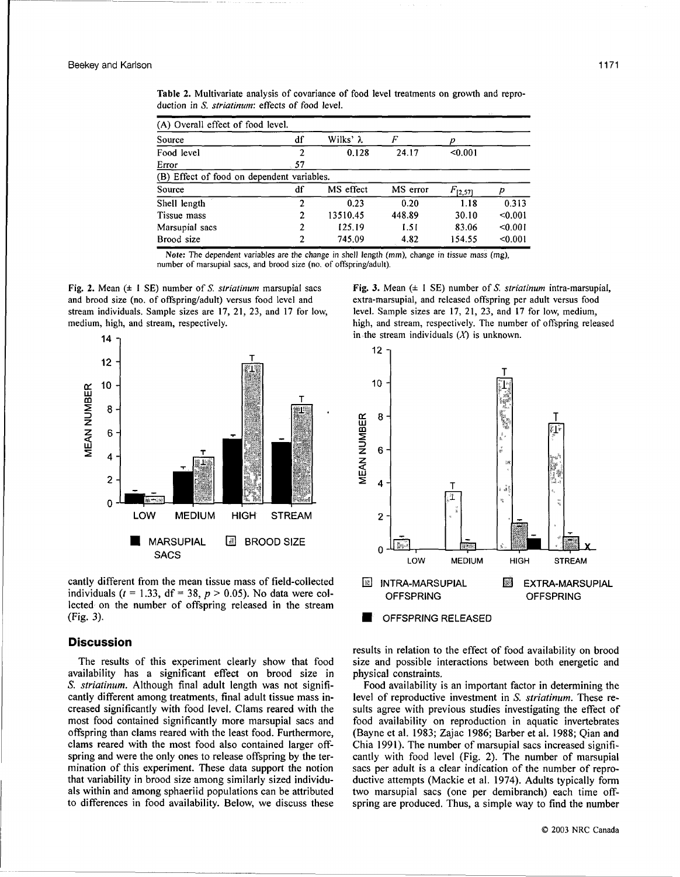**Table 2.** Multivariate analysis of covariance of food level treatments on growth and reproduction in *S. striatinum*: effects of food level.

| (A) Overall effect of food level. | | | | | |
|---|---|---|---|---|---|
| Source | df | Wilks' λ | $F$ | $p$ | |
| Food level | 2 | 0.128 | 24.17 | <0.001 | |
| Error | 57 | | | | |
| **(B) Effect of food on dependent variables.** | | | | | |
| Source | df | MS effect | MS error | $F_{[2,57]}$ | $p$ |
| Shell length | 2 | 0.23 | 0.20 | 1.18 | 0.313 |
| Tissue mass | 2 | 13510.45 | 448.89 | 30.10 | <0.001 |
| Marsupial sacs | 2 | 125.19 | 1.51 | 83.06 | <0.001 |
| Brood size | 2 | 745.09 | 4.82 | 154.55 | <0.001 |

**Note:** The dependent variables are the change in shell length (mm), change in tissue mass (mg), number of marsupial sacs, and brood size (no. of offspring/adult).

**Fig. 2.** Mean (± 1 SE) number of *S. striatinum* marsupial sacs and brood size (no. of offspring/adult) versus food level and stream individuals. Sample sizes are 17, 21, 23, and 17 for low, medium, high, and stream, respectively.

**Fig. 3.** Mean (± 1 SE) number of *S. striatinum* intra-marsupial, extra-marsupial, and released offspring per adult versus food level. Sample sizes are 17, 21, 23, and 17 for low, medium, high, and stream, respectively. The number of offspring released in the stream individuals ($X$) is unknown.

cantly different from the mean tissue mass of field-collected individuals ($t = 1.33$, df = 38, $p > 0.05$). No data were collected on the number of offspring released in the stream (Fig. 3).

## Discussion

The results of this experiment clearly show that food availability has a significant effect on brood size in *S. striatinum*. Although final adult length was not significantly different among treatments, final adult tissue mass increased significantly with food level. Clams reared with the most food contained significantly more marsupial sacs and offspring than clams reared with the least food. Furthermore, clams reared with the most food also contained larger offspring and were the only ones to release offspring by the termination of this experiment. These data support the notion that variability in brood size among similarly sized individuals within and among sphaeriid populations can be attributed to differences in food availability. Below, we discuss these results in relation to the effect of food availability on brood size and possible interactions between both energetic and physical constraints.

Food availability is an important factor in determining the level of reproductive investment in *S. striatinum*. These results agree with previous studies investigating the effect of food availability on reproduction in aquatic invertebrates (Bayne et al. 1983; Zajac 1986; Barber et al. 1988; Qian and Chia 1991). The number of marsupial sacs increased significantly with food level (Fig. 2). The number of marsupial sacs per adult is a clear indication of the number of reproductive attempts (Mackie et al. 1974). Adults typically form two marsupial sacs (one per demibranch) each time offspring are produced. Thus, a simple way to find the number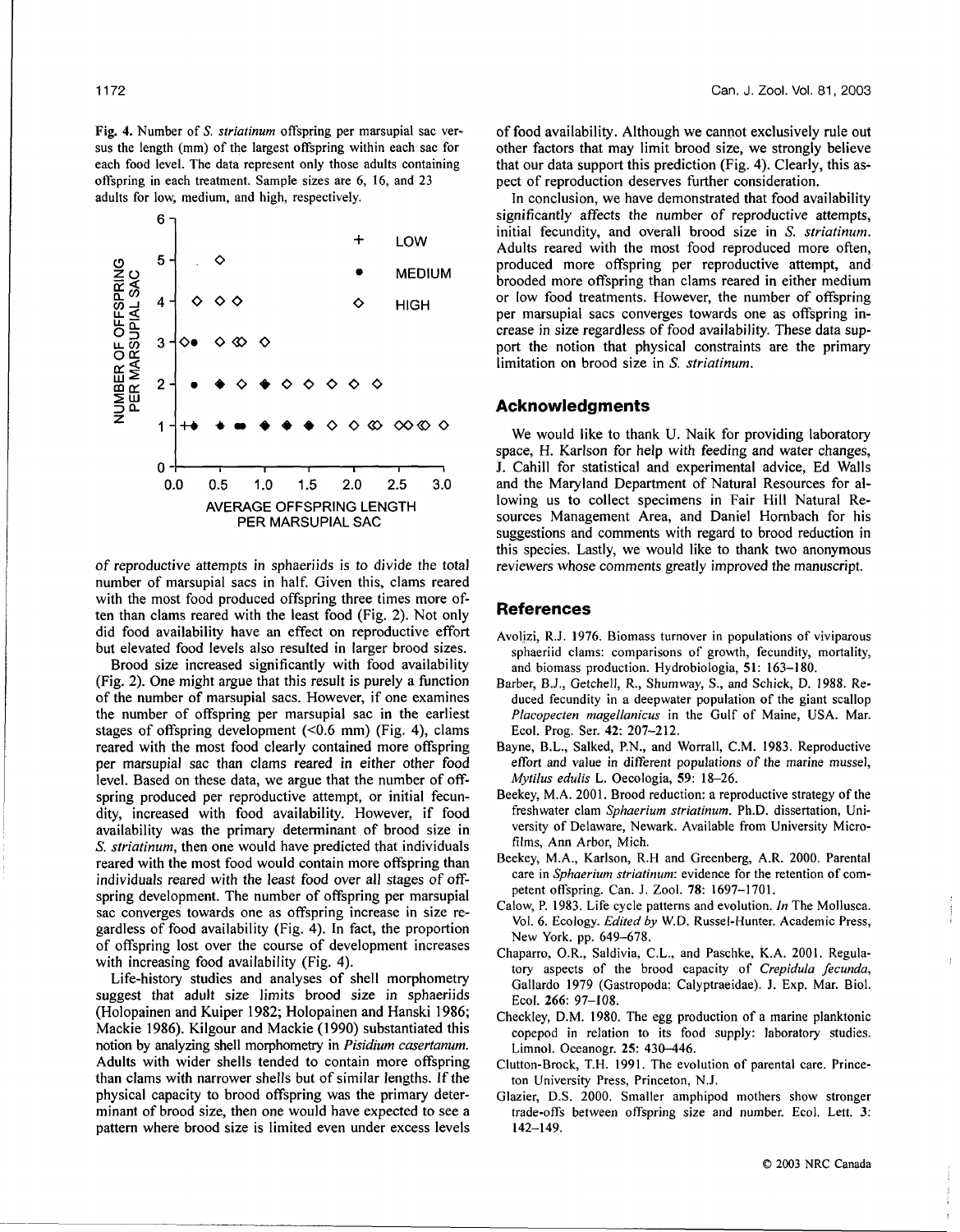**Fig. 4.** Number of *S. striatinum* offspring per marsupial sac versus the length (mm) of the largest offspring within each sac for each food level. The data represent only those adults containing offspring in each treatment. Sample sizes are 6, 16, and 23 adults for low, medium, and high, respectively.

of reproductive attempts in sphaeriids is to divide the total number of marsupial sacs in half. Given this, clams reared with the most food produced offspring three times more often than clams reared with the least food (Fig. 2). Not only did food availability have an effect on reproductive effort but elevated food levels also resulted in larger brood sizes.

Brood size increased significantly with food availability (Fig. 2). One might argue that this result is purely a function of the number of marsupial sacs. However, if one examines the number of offspring per marsupial sac in the earliest stages of offspring development (<0.6 mm) (Fig. 4), clams reared with the most food clearly contained more offspring per marsupial sac than clams reared in either other food level. Based on these data, we argue that the number of offspring produced per reproductive attempt, or initial fecundity, increased with food availability. However, if food availability was the primary determinant of brood size in *S. striatinum*, then one would have predicted that individuals reared with the most food would contain more offspring than individuals reared with the least food over all stages of offspring development. The number of offspring per marsupial sac converges towards one as offspring increase in size regardless of food availability (Fig. 4). In fact, the proportion of offspring lost over the course of development increases with increasing food availability (Fig. 4).

Life-history studies and analyses of shell morphometry suggest that adult size limits brood size in sphaeriids (Holopainen and Kuiper 1982; Holopainen and Hanski 1986; Mackie 1986). Kilgour and Mackie (1990) substantiated this notion by analyzing shell morphometry in *Pisidium casertanum*. Adults with wider shells tended to contain more offspring than clams with narrower shells but of similar lengths. If the physical capacity to brood offspring was the primary determinant of brood size, then one would have expected to see a pattern where brood size is limited even under excess levels of food availability. Although we cannot exclusively rule out other factors that may limit brood size, we strongly believe that our data support this prediction (Fig. 4). Clearly, this aspect of reproduction deserves further consideration.

In conclusion, we have demonstrated that food availability significantly affects the number of reproductive attempts, initial fecundity, and overall brood size in *S. striatinum*. Adults reared with the most food reproduced more often, produced more offspring per reproductive attempt, and brooded more offspring than clams reared in either medium or low food treatments. However, the number of offspring per marsupial sacs converges towards one as offspring increase in size regardless of food availability. These data support the notion that physical constraints are the primary limitation on brood size in *S. striatinum*.

## Acknowledgments

We would like to thank U. Naik for providing laboratory space, H. Karlson for help with feeding and water changes, J. Cahill for statistical and experimental advice, Ed Walls and the Maryland Department of Natural Resources for allowing us to collect specimens in Fair Hill Natural Resources Management Area, and Daniel Hornbach for his suggestions and comments with regard to brood reduction in this species. Lastly, we would like to thank two anonymous reviewers whose comments greatly improved the manuscript.

## References

Avolizi, R.J. 1976. Biomass turnover in populations of viviparous sphaeriid clams: comparisons of growth, fecundity, mortality, and biomass production. Hydrobiologia, **51**: 163–180.

Barber, B.J., Getchell, R., Shumway, S., and Schick, D. 1988. Reduced fecundity in a deepwater population of the giant scallop *Placopecten magellanicus* in the Gulf of Maine, USA. Mar. Ecol. Prog. Ser. **42**: 207–212.

Bayne, B.L., Salked, P.N., and Worrall, C.M. 1983. Reproductive effort and value in different populations of the marine mussel, *Mytilus edulis* L. Oecologia, **59**: 18–26.

Beekey, M.A. 2001. Brood reduction: a reproductive strategy of the freshwater clam *Sphaerium striatinum*. Ph.D. dissertation, University of Delaware, Newark. Available from University Microfilms, Ann Arbor, Mich.

Beekey, M.A., Karlson, R.H and Greenberg, A.R. 2000. Parental care in *Sphaerium striatinum*: evidence for the retention of competent offspring. Can. J. Zool. **78**: 1697–1701.

Calow, P. 1983. Life cycle patterns and evolution. *In* The Mollusca. Vol. 6. Ecology. *Edited by* W.D. Russel-Hunter. Academic Press, New York. pp. 649–678.

Chaparro, O.R., Saldivia, C.L., and Paschke, K.A. 2001. Regulatory aspects of the brood capacity of *Crepidula fecunda*, Gallardo 1979 (Gastropoda: Calyptraeidae). J. Exp. Mar. Biol. Ecol. **266**: 97–108.

Checkley, D.M. 1980. The egg production of a marine planktonic copepod in relation to its food supply: laboratory studies. Limnol. Oceanogr. **25**: 430–446.

Clutton-Brock, T.H. 1991. The evolution of parental care. Princeton University Press, Princeton, N.J.

Glazier, D.S. 2000. Smaller amphipod mothers show stronger trade-offs between offspring size and number. Ecol. Lett. **3**: 142–149.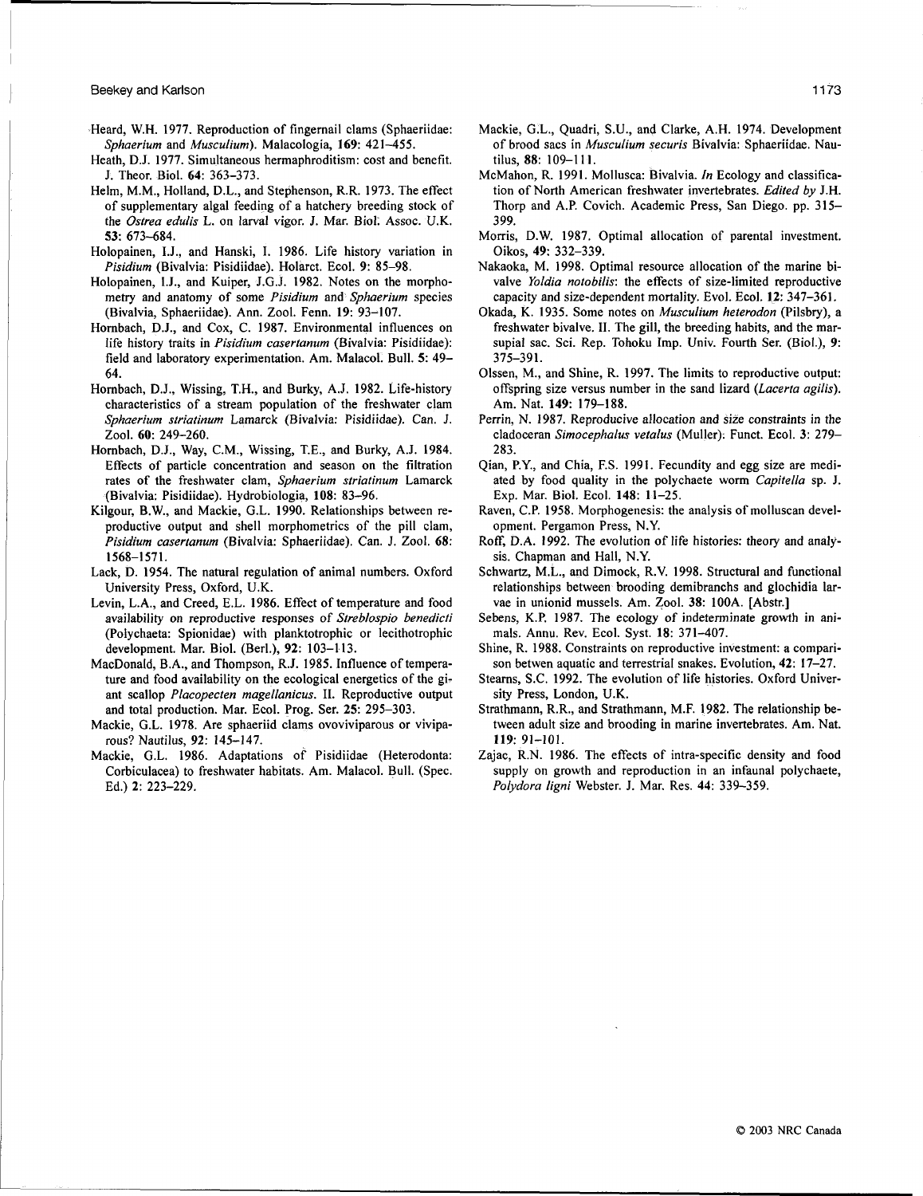Heard, W.H. 1977. Reproduction of fingernail clams (Sphaeriidae: *Sphaerium* and *Musculium*). Malacologia, **169**: 421–455.

Heath, D.J. 1977. Simultaneous hermaphroditism: cost and benefit. J. Theor. Biol. **64**: 363–373.

Helm, M.M., Holland, D.L., and Stephenson, R.R. 1973. The effect of supplementary algal feeding of a hatchery breeding stock of the *Ostrea edulis* L. on larval vigor. J. Mar. Biol. Assoc. U.K. **53**: 673–684.

Holopainen, I.J., and Hanski, I. 1986. Life history variation in *Pisidium* (Bivalvia: Pisidiidae). Holarct. Ecol. **9**: 85–98.

Holopainen, I.J., and Kuiper, J.G.J. 1982. Notes on the morphometry and anatomy of some *Pisidium* and *Sphaerium* species (Bivalvia, Sphaeriidae). Ann. Zool. Fenn. **19**: 93–107.

Hornbach, D.J., and Cox, C. 1987. Environmental influences on life history traits in *Pisidium casertanum* (Bivalvia: Pisidiidae): field and laboratory experimentation. Am. Malacol. Bull. **5**: 49–64.

Hornbach, D.J., Wissing, T.H., and Burky, A.J. 1982. Life-history characteristics of a stream population of the freshwater clam *Sphaerium striatinum* Lamarck (Bivalvia: Pisidiidae). Can. J. Zool. **60**: 249–260.

Hornbach, D.J., Way, C.M., Wissing, T.E., and Burky, A.J. 1984. Effects of particle concentration and season on the filtration rates of the freshwater clam, *Sphaerium striatinum* Lamarck (Bivalvia: Pisidiidae). Hydrobiologia, **108**: 83–96.

Kilgour, B.W., and Mackie, G.L. 1990. Relationships between reproductive output and shell morphometrics of the pill clam, *Pisidium casertanum* (Bivalvia: Sphaeriidae). Can. J. Zool. **68**: 1568–1571.

Lack, D. 1954. The natural regulation of animal numbers. Oxford University Press, Oxford, U.K.

Levin, L.A., and Creed, E.L. 1986. Effect of temperature and food availability on reproductive responses of *Streblospio benedicti* (Polychaeta: Spionidae) with planktotrophic or lecithotrophic development. Mar. Biol. (Berl.), **92**: 103–113.

MacDonald, B.A., and Thompson, R.J. 1985. Influence of temperature and food availability on the ecological energetics of the giant scallop *Placopecten magellanicus*. II. Reproductive output and total production. Mar. Ecol. Prog. Ser. **25**: 295–303.

Mackie, G.L. 1978. Are sphaeriid clams ovoviviparous or viviparous? Nautilus, **92**: 145–147.

Mackie, G.L. 1986. Adaptations of Pisidiidae (Heterodonta: Corbiculacea) to freshwater habitats. Am. Malacol. Bull. (Spec. Ed.) **2**: 223–229.

Mackie, G.L., Quadri, S.U., and Clarke, A.H. 1974. Development of brood sacs in *Musculium securis* Bivalvia: Sphaeriidae. Nautilus, **88**: 109–111.

McMahon, R. 1991. Mollusca: Bivalvia. *In* Ecology and classification of North American freshwater invertebrates. *Edited by* J.H. Thorp and A.P. Covich. Academic Press, San Diego. pp. 315–399.

Morris, D.W. 1987. Optimal allocation of parental investment. Oikos, **49**: 332–339.

Nakaoka, M. 1998. Optimal resource allocation of the marine bivalve *Yoldia notobilis*: the effects of size-limited reproductive capacity and size-dependent mortality. Evol. Ecol. **12**: 347–361.

Okada, K. 1935. Some notes on *Musculium heterodon* (Pilsbry), a freshwater bivalve. II. The gill, the breeding habits, and the marsupial sac. Sci. Rep. Tohoku Imp. Univ. Fourth Ser. (Biol.), **9**: 375–391.

Olssen, M., and Shine, R. 1997. The limits to reproductive output: offspring size versus number in the sand lizard (*Lacerta agilis*). Am. Nat. **149**: 179–188.

Perrin, N. 1987. Reproducive allocation and size constraints in the cladoceran *Simocephalus vetalus* (Muller): Funct. Ecol. **3**: 279–283.

Qian, P.Y., and Chia, F.S. 1991. Fecundity and egg size are mediated by food quality in the polychaete worm *Capitella* sp. J. Exp. Mar. Biol. Ecol. **148**: 11–25.

Raven, C.P. 1958. Morphogenesis: the analysis of molluscan development. Pergamon Press, N.Y.

Roff, D.A. 1992. The evolution of life histories: theory and analysis. Chapman and Hall, N.Y.

Schwartz, M.L., and Dimock, R.V. 1998. Structural and functional relationships between brooding demibranchs and glochidia larvae in unionid mussels. Am. Zool. **38**: 100A. [Abstr.]

Sebens, K.P. 1987. The ecology of indeterminate growth in animals. Annu. Rev. Ecol. Syst. **18**: 371–407.

Shine, R. 1988. Constraints on reproductive investment: a comparison betwen aquatic and terrestrial snakes. Evolution, **42**: 17–27.

Stearns, S.C. 1992. The evolution of life histories. Oxford University Press, London, U.K.

Strathmann, R.R., and Strathmann, M.F. 1982. The relationship between adult size and brooding in marine invertebrates. Am. Nat. **119**: 91–101.

Zajac, R.N. 1986. The effects of intra-specific density and food supply on growth and reproduction in an infaunal polychaete, *Polydora ligni* Webster. J. Mar. Res. **44**: 339–359.